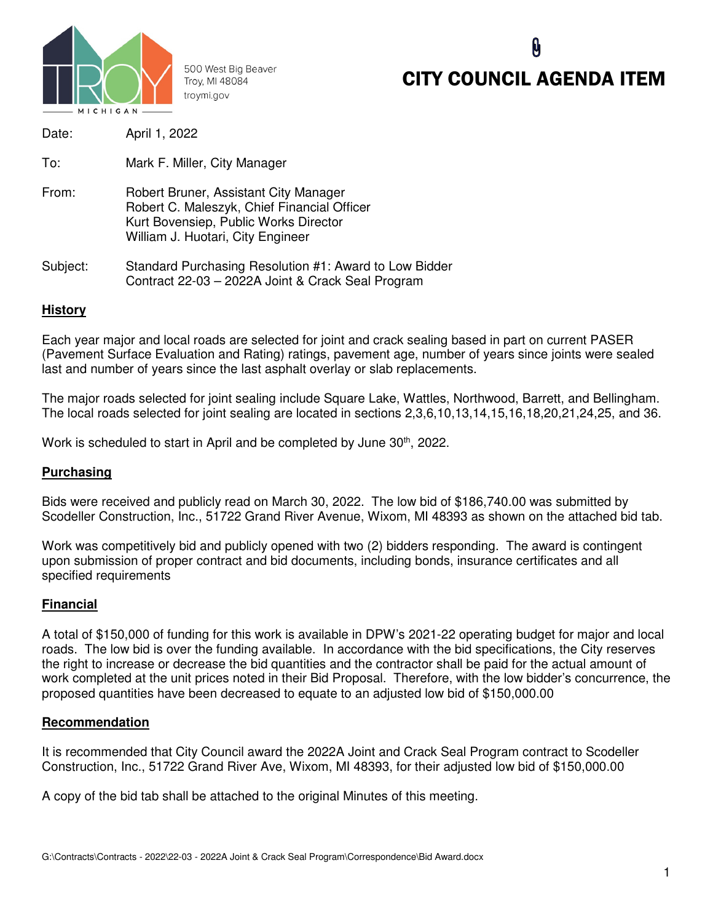500 West Big Beaver
Troy, MI 48084
troymi.gov

# CITY COUNCIL AGENDA ITEM

Date: April 1, 2022

To: Mark F. Miller, City Manager

From: Robert Bruner, Assistant City Manager
Robert C. Maleszyk, Chief Financial Officer
Kurt Bovensiep, Public Works Director
William J. Huotari, City Engineer

Subject: Standard Purchasing Resolution #1: Award to Low Bidder
Contract 22-03 – 2022A Joint & Crack Seal Program

## History

Each year major and local roads are selected for joint and crack sealing based in part on current PASER (Pavement Surface Evaluation and Rating) ratings, pavement age, number of years since joints were sealed last and number of years since the last asphalt overlay or slab replacements.

The major roads selected for joint sealing include Square Lake, Wattles, Northwood, Barrett, and Bellingham. The local roads selected for joint sealing are located in sections 2,3,6,10,13,14,15,16,18,20,21,24,25, and 36.

Work is scheduled to start in April and be completed by June 30th, 2022.

## Purchasing

Bids were received and publicly read on March 30, 2022. The low bid of $186,740.00 was submitted by Scodeller Construction, Inc., 51722 Grand River Avenue, Wixom, MI 48393 as shown on the attached bid tab.

Work was competitively bid and publicly opened with two (2) bidders responding. The award is contingent upon submission of proper contract and bid documents, including bonds, insurance certificates and all specified requirements

## Financial

A total of $150,000 of funding for this work is available in DPW's 2021-22 operating budget for major and local roads. The low bid is over the funding available. In accordance with the bid specifications, the City reserves the right to increase or decrease the bid quantities and the contractor shall be paid for the actual amount of work completed at the unit prices noted in their Bid Proposal. Therefore, with the low bidder's concurrence, the proposed quantities have been decreased to equate to an adjusted low bid of $150,000.00

## Recommendation

It is recommended that City Council award the 2022A Joint and Crack Seal Program contract to Scodeller Construction, Inc., 51722 Grand River Ave, Wixom, MI 48393, for their adjusted low bid of $150,000.00

A copy of the bid tab shall be attached to the original Minutes of this meeting.

G:\Contracts\Contracts - 2022\22-03 - 2022A Joint & Crack Seal Program\Correspondence\Bid Award.docx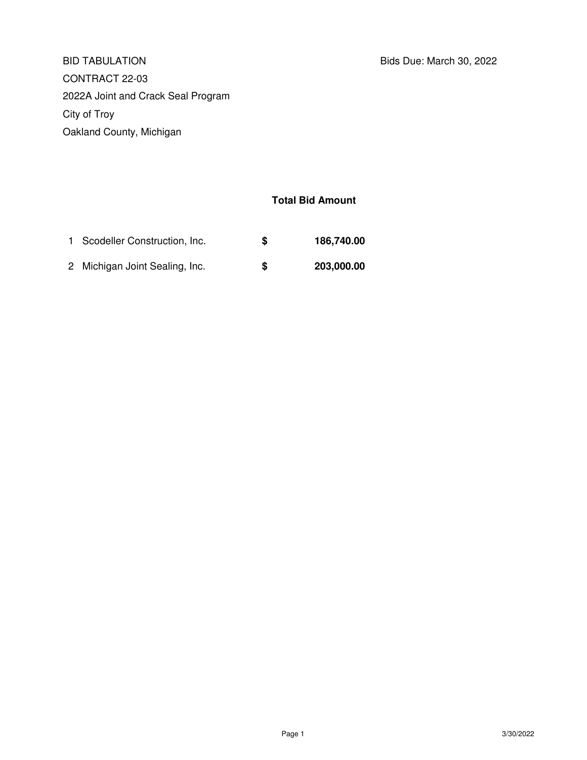BID TABULATION

CONTRACT 22-03

2022A Joint and Crack Seal Program

City of Troy

Oakland County, Michigan

Bids Due: March 30, 2022

| | | | Total Bid Amount |
|---|---|---|---|
| 1 | Scodeller Construction, Inc. | $ | 186,740.00 |
| 2 | Michigan Joint Sealing, Inc. | $ | 203,000.00 |